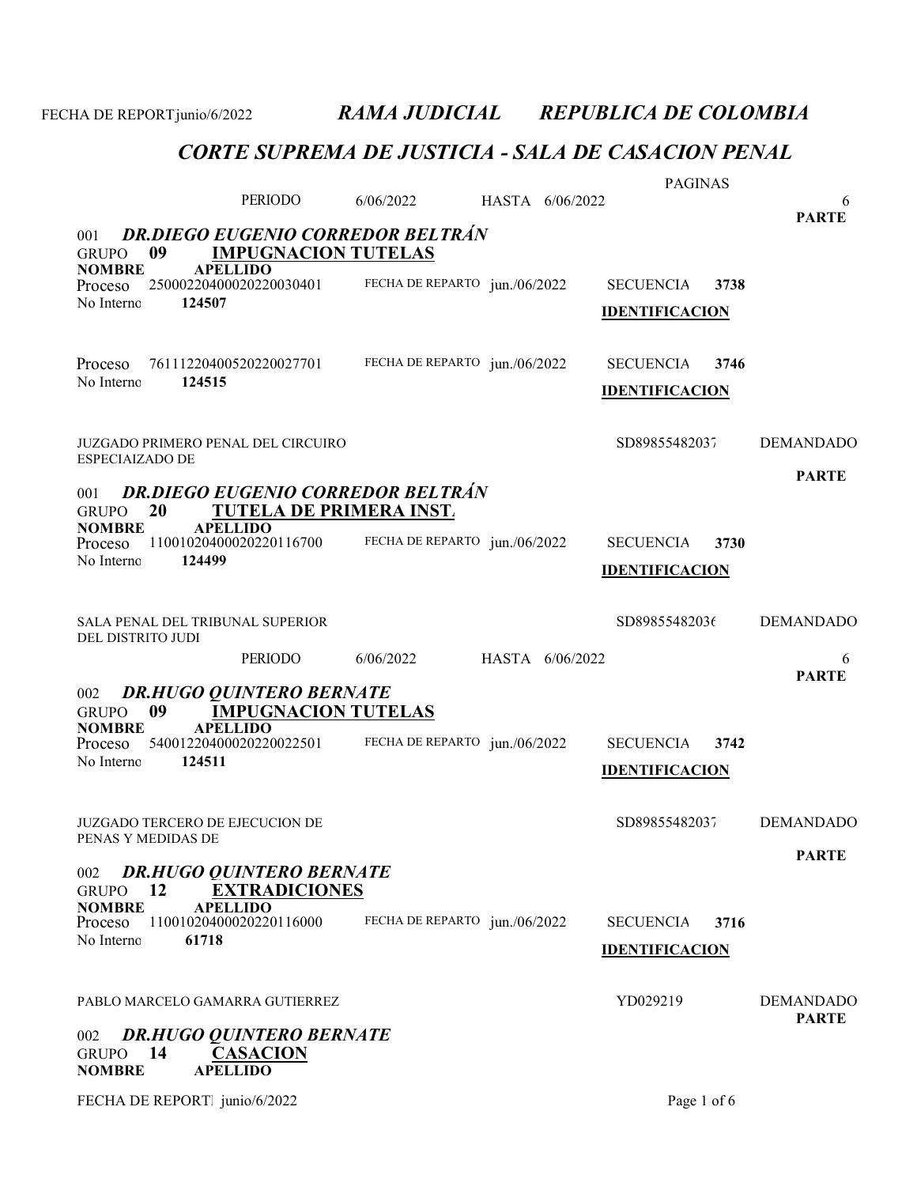# RAMA JUDICIAL REPUBLICA DE COLOMBIA

## CORTE SUPREMA DE JUSTICIA - SALA DE CASACION PENAL

FECHA DE REPORT junio/6/2022

PAGINAS

PERIODO 6/06/2022 HASTA 6/06/2022 6

**PARTE**

### 001 *DR.DIEGO EUGENIO CORREDOR BELTRÁN*

GRUPO **09** **IMPUGNACION TUTELAS**

**NOMBRE** **APELLIDO**

Proceso 25000220400020220030401 FECHA DE REPARTO jun./06/2022 SECUENCIA **3738**

No Interno **124507**

**IDENTIFICACION**

Proceso 76111220400520220027701 FECHA DE REPARTO jun./06/2022 SECUENCIA **3746**

No Interno **124515**

**IDENTIFICACION**

JUZGADO PRIMERO PENAL DEL CIRCUIRO ESPECIAIZADO DE SD89855482037 DEMANDADO

**PARTE**

### 001 *DR.DIEGO EUGENIO CORREDOR BELTRÁN*

GRUPO **20** **TUTELA DE PRIMERA INST.**

**NOMBRE** **APELLIDO**

Proceso 11001020400020220116700 FECHA DE REPARTO jun./06/2022 SECUENCIA **3730**

No Interno **124499**

**IDENTIFICACION**

SALA PENAL DEL TRIBUNAL SUPERIOR DEL DISTRITO JUDI SD89855482036 DEMANDADO

PERIODO 6/06/2022 HASTA 6/06/2022 6

**PARTE**

### 002 *DR.HUGO QUINTERO BERNATE*

GRUPO **09** **IMPUGNACION TUTELAS**

**NOMBRE** **APELLIDO**

Proceso 54001220400020220022501 FECHA DE REPARTO jun./06/2022 SECUENCIA **3742**

No Interno **124511**

**IDENTIFICACION**

JUZGADO TERCERO DE EJECUCION DE PENAS Y MEDIDAS DE SD89855482037 DEMANDADO

**PARTE**

### 002 *DR.HUGO QUINTERO BERNATE*

GRUPO **12** **EXTRADICIONES**

**NOMBRE** **APELLIDO**

Proceso 11001020400020220116000 FECHA DE REPARTO jun./06/2022 SECUENCIA **3716**

No Interno **61718**

**IDENTIFICACION**

PABLO MARCELO GAMARRA GUTIERREZ YD029219 DEMANDADO

**PARTE**

### 002 *DR.HUGO QUINTERO BERNATE*

GRUPO **14** **CASACION**

**NOMBRE** **APELLIDO**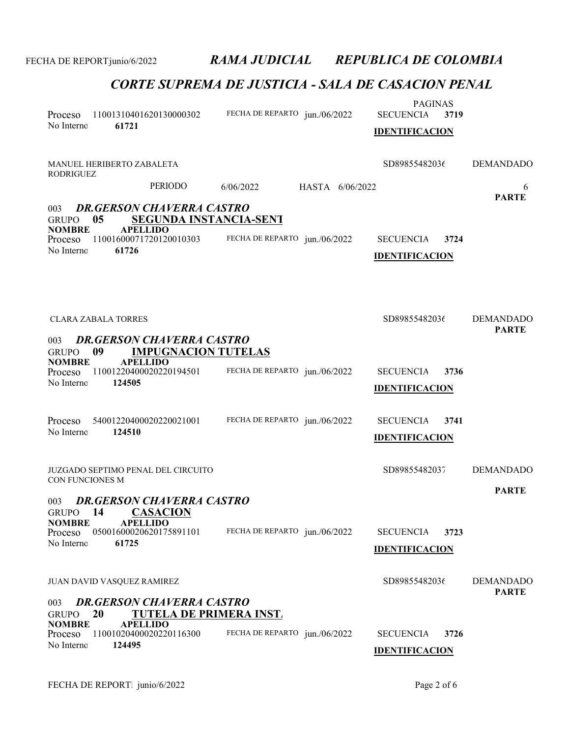# RAMA JUDICIAL REPUBLICA DE COLOMBIA

## CORTE SUPREMA DE JUSTICIA - SALA DE CASACION PENAL

FECHA DE REPORT junio/6/2022

Proceso 11001310401620130000302 FECHA DE REPARTO jun./06/2022 PAGINAS SECUENCIA **3719**
No Interno **61721** **IDENTIFICACION**

MANUEL HERIBERTO ZABALETA RODRIGUEZ SD8985548203( DEMANDADO

PERIODO 6/06/2022 HASTA 6/06/2022 6

**PARTE**

003 ***DR.GERSON CHAVERRA CASTRO***
GRUPO **05** **SEGUNDA INSTANCIA-SENT**
**NOMBRE** **APELLIDO**
Proceso 11001600071720120010303 FECHA DE REPARTO jun./06/2022 SECUENCIA **3724**
No Interno **61726** **IDENTIFICACION**

CLARA ZABALA TORRES SD8985548203( DEMANDADO **PARTE**

003 ***DR.GERSON CHAVERRA CASTRO***
GRUPO **09** **IMPUGNACION TUTELAS**
**NOMBRE** **APELLIDO**
Proceso 11001220400020220194501 FECHA DE REPARTO jun./06/2022 SECUENCIA **3736**
No Interno **124505** **IDENTIFICACION**

Proceso 54001220400020220021001 FECHA DE REPARTO jun./06/2022 SECUENCIA **3741**
No Interno **124510** **IDENTIFICACION**

JUZGADO SEPTIMO PENAL DEL CIRCUITO CON FUNCIONES M SD8985548203 DEMANDADO

**PARTE**

003 ***DR.GERSON CHAVERRA CASTRO***
GRUPO **14** **CASACION**
**NOMBRE** **APELLIDO**
Proceso 05001600020620175891101 FECHA DE REPARTO jun./06/2022 SECUENCIA **3723**
No Interno **61725** **IDENTIFICACION**

JUAN DAVID VASQUEZ RAMIREZ SD8985548203( DEMANDADO **PARTE**

003 ***DR.GERSON CHAVERRA CASTRO***
GRUPO **20** **TUTELA DE PRIMERA INST.**
**NOMBRE** **APELLIDO**
Proceso 11001020400020220116300 FECHA DE REPARTO jun./06/2022 SECUENCIA **3726**
No Interno **124495** **IDENTIFICACION**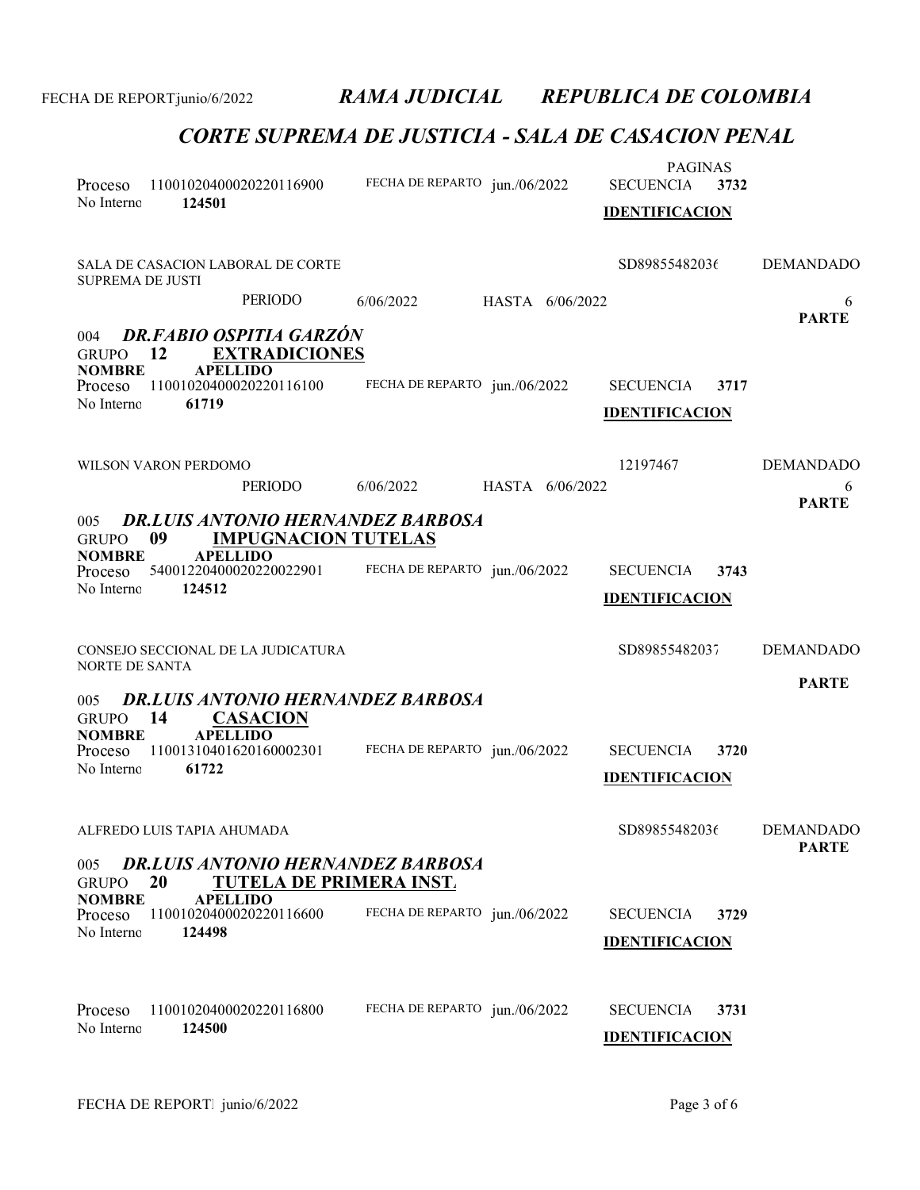# *RAMA JUDICIAL REPUBLICA DE COLOMBIA*

## *CORTE SUPREMA DE JUSTICIA - SALA DE CASACION PENAL*

FECHA DE REPORT junio/6/2022

PAGINAS

Proceso 11001020400020220116900 FECHA DE REPARTO jun./06/2022 SECUENCIA **3732**
No Interno **124501**

**IDENTIFICACION**

SALA DE CASACION LABORAL DE CORTE SUPREMA DE JUSTI — SD89855482036 — DEMANDADO

PERIODO 6/06/2022 HASTA 6/06/2022 — 6

**PARTE**

### 004 *DR.FABIO OSPITIA GARZÓN*

GRUPO **12** **EXTRADICIONES**

**NOMBRE** **APELLIDO**

Proceso 11001020400020220116100 FECHA DE REPARTO jun./06/2022 SECUENCIA **3717**
No Interno **61719**

**IDENTIFICACION**

WILSON VARON PERDOMO — 12197467 — DEMANDADO

PERIODO 6/06/2022 HASTA 6/06/2022 — 6

**PARTE**

### 005 *DR.LUIS ANTONIO HERNANDEZ BARBOSA*

GRUPO **09** **IMPUGNACION TUTELAS**

**NOMBRE** **APELLIDO**

Proceso 54001220400020220022901 FECHA DE REPARTO jun./06/2022 SECUENCIA **3743**
No Interno **124512**

**IDENTIFICACION**

CONSEJO SECCIONAL DE LA JUDICATURA NORTE DE SANTA — SD89855482037 — DEMANDADO

**PARTE**

### 005 *DR.LUIS ANTONIO HERNANDEZ BARBOSA*

GRUPO **14** **CASACION**

**NOMBRE** **APELLIDO**

Proceso 11001310401620160002301 FECHA DE REPARTO jun./06/2022 SECUENCIA **3720**
No Interno **61722**

**IDENTIFICACION**

ALFREDO LUIS TAPIA AHUMADA — SD89855482036 — DEMANDADO

**PARTE**

### 005 *DR.LUIS ANTONIO HERNANDEZ BARBOSA*

GRUPO **20** **TUTELA DE PRIMERA INST.**

**NOMBRE** **APELLIDO**

Proceso 11001020400020220116600 FECHA DE REPARTO jun./06/2022 SECUENCIA **3729**
No Interno **124498**

**IDENTIFICACION**

Proceso 11001020400020220116800 FECHA DE REPARTO jun./06/2022 SECUENCIA **3731**
No Interno **124500**

**IDENTIFICACION**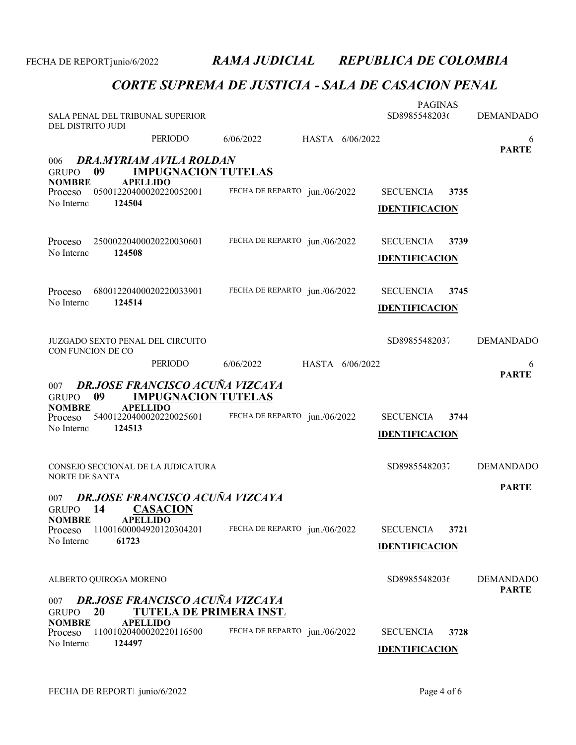FECHA DE REPORT junio/6/2022 *RAMA JUDICIAL* *REPUBLICA DE COLOMBIA*

## *CORTE SUPREMA DE JUSTICIA - SALA DE CASACION PENAL*

SALA PENAL DEL TRIBUNAL SUPERIOR DEL DISTRITO JUDI | PAGINAS SD89855482036 | DEMANDADO

PERIODO 6/06/2022 HASTA 6/06/2022 | 6 **PARTE**

006 ***DRA.MYRIAM AVILA ROLDAN***

GRUPO **09** **IMPUGNACION TUTELAS**

**NOMBRE** **APELLIDO**

| Proceso | FECHA DE REPARTO | SECUENCIA | No Interno |
|---|---|---|---|
| 05001220400020220052001 | jun./06/2022 | 3735 | 124504 |
| 25000220400020220030601 | jun./06/2022 | 3739 | 124508 |
| 68001220400020220033901 | jun./06/2022 | 3745 | 124514 |

**IDENTIFICACION**

JUZGADO SEXTO PENAL DEL CIRCUITO CON FUNCION DE CO | SD89855482037 | DEMANDADO

PERIODO 6/06/2022 HASTA 6/06/2022 | 6 **PARTE**

007 ***DR.JOSE FRANCISCO ACUÑA VIZCAYA***

GRUPO **09** **IMPUGNACION TUTELAS**

**NOMBRE** **APELLIDO**

| Proceso | FECHA DE REPARTO | SECUENCIA | No Interno |
|---|---|---|---|
| 54001220400020220025601 | jun./06/2022 | 3744 | 124513 |

**IDENTIFICACION**

CONSEJO SECCIONAL DE LA JUDICATURA NORTE DE SANTA | SD89855482037 | DEMANDADO **PARTE**

007 ***DR.JOSE FRANCISCO ACUÑA VIZCAYA***

GRUPO **14** **CASACION**

**NOMBRE** **APELLIDO**

| Proceso | FECHA DE REPARTO | SECUENCIA | No Interno |
|---|---|---|---|
| 11001600004920120304201 | jun./06/2022 | 3721 | 61723 |

**IDENTIFICACION**

ALBERTO QUIROGA MORENO | SD89855482036 | DEMANDADO **PARTE**

007 ***DR.JOSE FRANCISCO ACUÑA VIZCAYA***

GRUPO **20** **TUTELA DE PRIMERA INST.**

**NOMBRE** **APELLIDO**

| Proceso | FECHA DE REPARTO | SECUENCIA | No Interno |
|---|---|---|---|
| 11001020400020220116500 | jun./06/2022 | 3728 | 124497 |

**IDENTIFICACION**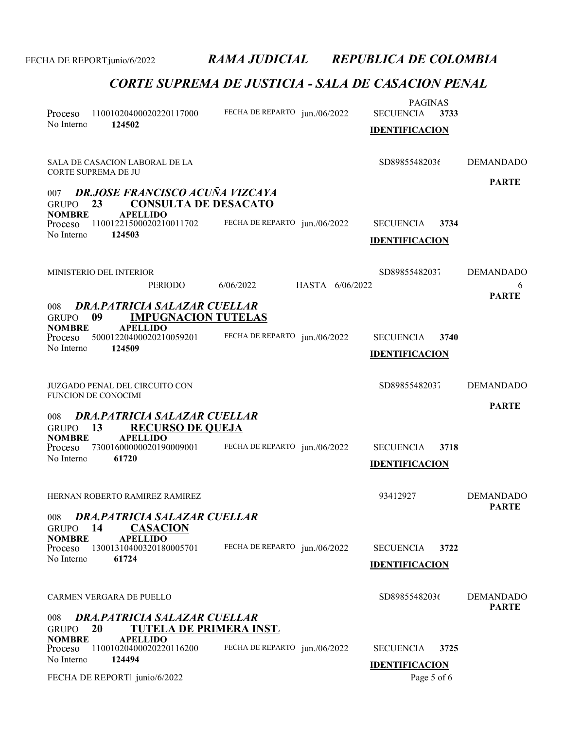FECHA DE REPORT junio/6/2022 *RAMA JUDICIAL REPUBLICA DE COLOMBIA*

## *CORTE SUPREMA DE JUSTICIA - SALA DE CASACION PENAL*

PAGINAS

Proceso 11001020400020220117000 FECHA DE REPARTO jun./06/2022 SECUENCIA **3733**
No Interno **124502** **IDENTIFICACION**

SALA DE CASACION LABORAL DE LA CORTE SUPREMA DE JU SD89855482036 DEMANDADO

**PARTE**

007 ***DR.JOSE FRANCISCO ACUÑA VIZCAYA***
GRUPO **23** **CONSULTA DE DESACATO**
**NOMBRE** **APELLIDO**
Proceso 11001221500020210011702 FECHA DE REPARTO jun./06/2022 SECUENCIA **3734**
No Interno **124503** **IDENTIFICACION**

MINISTERIO DEL INTERIOR SD89855482037 DEMANDADO

PERIODO 6/06/2022 HASTA 6/06/2022 6

**PARTE**

008 ***DRA.PATRICIA SALAZAR CUELLAR***
GRUPO **09** **IMPUGNACION TUTELAS**
**NOMBRE** **APELLIDO**
Proceso 50001220400020210059201 FECHA DE REPARTO jun./06/2022 SECUENCIA **3740**
No Interno **124509** **IDENTIFICACION**

JUZGADO PENAL DEL CIRCUITO CON FUNCION DE CONOCIMI SD89855482037 DEMANDADO

**PARTE**

008 ***DRA.PATRICIA SALAZAR CUELLAR***
GRUPO **13** **RECURSO DE QUEJA**
**NOMBRE** **APELLIDO**
Proceso 73001600000020190009001 FECHA DE REPARTO jun./06/2022 SECUENCIA **3718**
No Interno **61720** **IDENTIFICACION**

HERNAN ROBERTO RAMIREZ RAMIREZ 93412927 DEMANDADO

**PARTE**

008 ***DRA.PATRICIA SALAZAR CUELLAR***
GRUPO **14** **CASACION**
**NOMBRE** **APELLIDO**
Proceso 13001310400320180005701 FECHA DE REPARTO jun./06/2022 SECUENCIA **3722**
No Interno **61724** **IDENTIFICACION**

CARMEN VERGARA DE PUELLO SD89855482036 DEMANDADO

**PARTE**

008 ***DRA.PATRICIA SALAZAR CUELLAR***
GRUPO **20** **TUTELA DE PRIMERA INST.**
**NOMBRE** **APELLIDO**
Proceso 11001020400020220116200 FECHA DE REPARTO jun./06/2022 SECUENCIA **3725**
No Interno **124494** **IDENTIFICACION**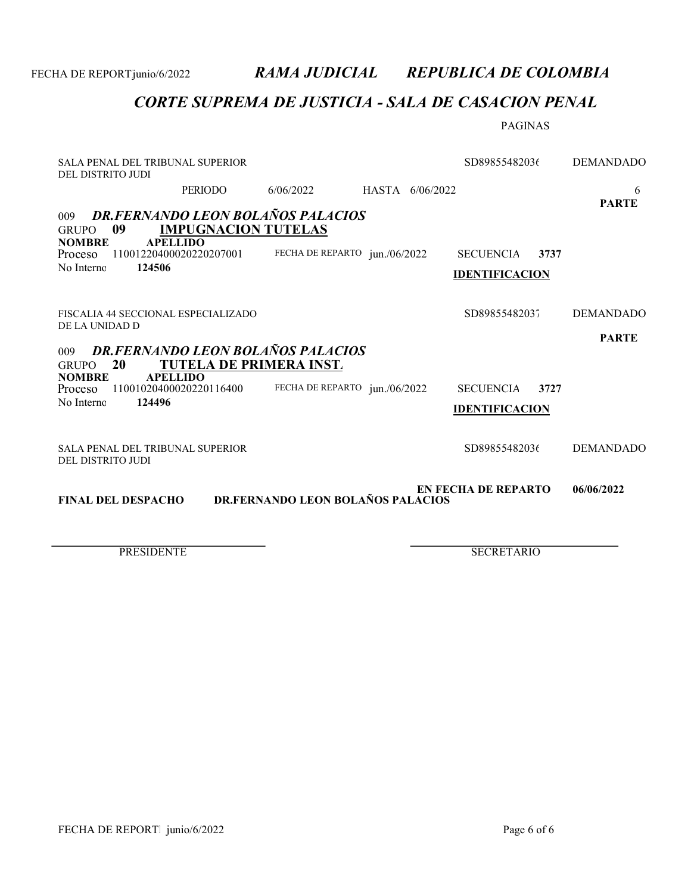FECHA DE REPORTjunio/6/2022 *RAMA JUDICIAL REPUBLICA DE COLOMBIA*

## *CORTE SUPREMA DE JUSTICIA - SALA DE CASACION PENAL*

PAGINAS

SALA PENAL DEL TRIBUNAL SUPERIOR DEL DISTRITO JUDI — SD89855482036 — DEMANDADO

PERIODO 6/06/2022 HASTA 6/06/2022 — 6

**PARTE**

009 ***DR.FERNANDO LEON BOLAÑOS PALACIOS***

GRUPO **09** **IMPUGNACION TUTELAS**

**NOMBRE** **APELLIDO**

Proceso 11001220400020220207001 — FECHA DE REPARTO jun./06/2022 — SECUENCIA **3737**

No Interno **124506** — **IDENTIFICACION**

FISCALIA 44 SECCIONAL ESPECIALIZADO DE LA UNIDAD D — SD89855482037 — DEMANDADO

**PARTE**

009 ***DR.FERNANDO LEON BOLAÑOS PALACIOS***

GRUPO **20** **TUTELA DE PRIMERA INST.**

**NOMBRE** **APELLIDO**

Proceso 11001020400020220116400 — FECHA DE REPARTO jun./06/2022 — SECUENCIA **3727**

No Interno **124496** — **IDENTIFICACION**

SALA PENAL DEL TRIBUNAL SUPERIOR DEL DISTRITO JUDI — SD89855482036 — DEMANDADO

**FINAL DEL DESPACHO** **DR.FERNANDO LEON BOLAÑOS PALACIOS** **EN FECHA DE REPARTO** **06/06/2022**

PRESIDENTE SECRETARIO